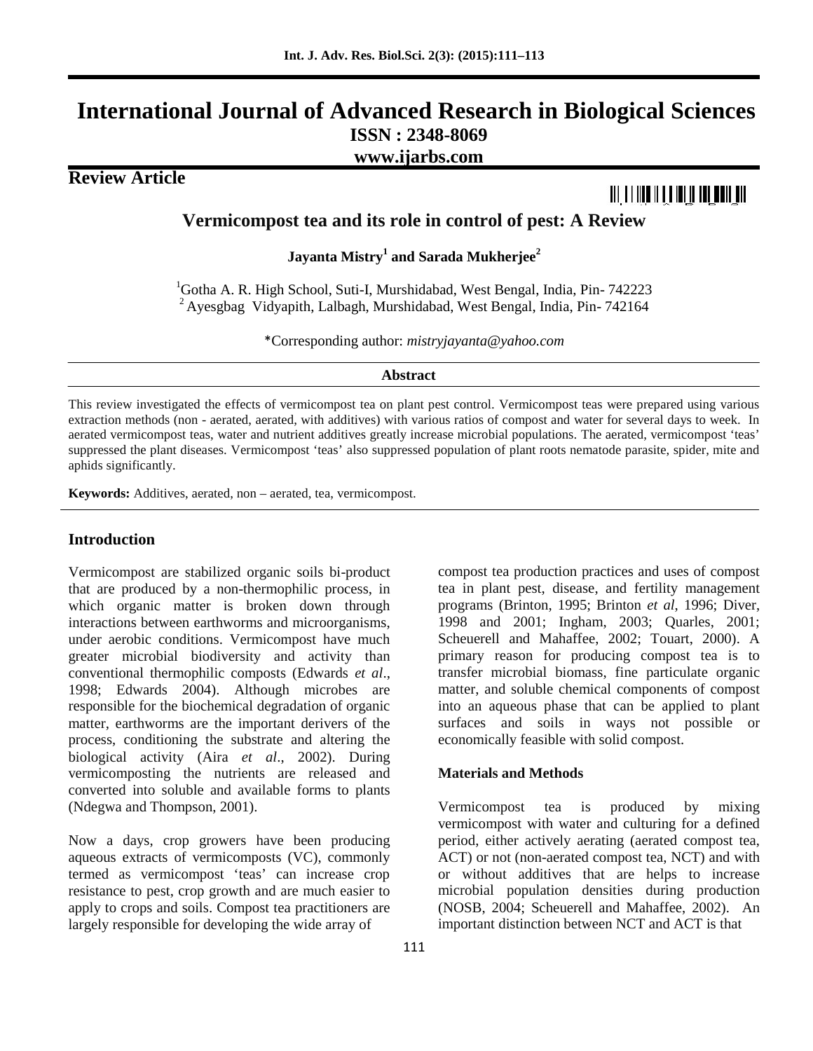# International Journal of Advanced Research in Biological Sciences

**ISSN : 2348-8069**

**www.ijarbs.com**

## Review Article

## Vermicompost tea and its role in control of pest: A Review

**Jayanta Mistry[1] and Sarada Mukherjee[2]**

[1]Gotha A. R. High School, Suti-I, Murshidabad, West Bengal, India, Pin- 742223

[2]Ayesgbag Vidyapith, Lalbagh, Murshidabad, West Bengal, India, Pin- 742164

*Corresponding author: *mistryjayanta@yahoo.com*

### Abstract

This review investigated the effects of vermicompost tea on plant pest control. Vermicompost teas were prepared using various extraction methods (non - aerated, aerated, with additives) with various ratios of compost and water for several days to week. In aerated vermicompost teas, water and nutrient additives greatly increase microbial populations. The aerated, vermicompost 'teas' suppressed the plant diseases. Vermicompost 'teas' also suppressed population of plant roots nematode parasite, spider, mite and aphids significantly.

**Keywords:** Additives, aerated, non – aerated, tea, vermicompost.

### Introduction

Vermicompost are stabilized organic soils bi-product that are produced by a non-thermophilic process, in which organic matter is broken down through interactions between earthworms and microorganisms, under aerobic conditions. Vermicompost have much greater microbial biodiversity and activity than conventional thermophilic composts (Edwards *et al*., 1998; Edwards 2004). Although microbes are responsible for the biochemical degradation of organic matter, earthworms are the important derivers of the process, conditioning the substrate and altering the biological activity (Aira *et al*., 2002). During vermicomposting the nutrients are released and converted into soluble and available forms to plants (Ndegwa and Thompson, 2001).

Now a days, crop growers have been producing aqueous extracts of vermicomposts (VC), commonly termed as vermicompost 'teas' can increase crop resistance to pest, crop growth and are much easier to apply to crops and soils. Compost tea practitioners are largely responsible for developing the wide array of compost tea production practices and uses of compost tea in plant pest, disease, and fertility management programs (Brinton, 1995; Brinton *et al*, 1996; Diver, 1998 and 2001; Ingham, 2003; Quarles, 2001; Scheuerell and Mahaffee, 2002; Touart, 2000). A primary reason for producing compost tea is to transfer microbial biomass, fine particulate organic matter, and soluble chemical components of compost into an aqueous phase that can be applied to plant surfaces and soils in ways not possible or economically feasible with solid compost.

### Materials and Methods

Vermicompost tea is produced by mixing vermicompost with water and culturing for a defined period, either actively aerating (aerated compost tea, ACT) or not (non-aerated compost tea, NCT) and with or without additives that are helps to increase microbial population densities during production (NOSB, 2004; Scheuerell and Mahaffee, 2002). An important distinction between NCT and ACT is that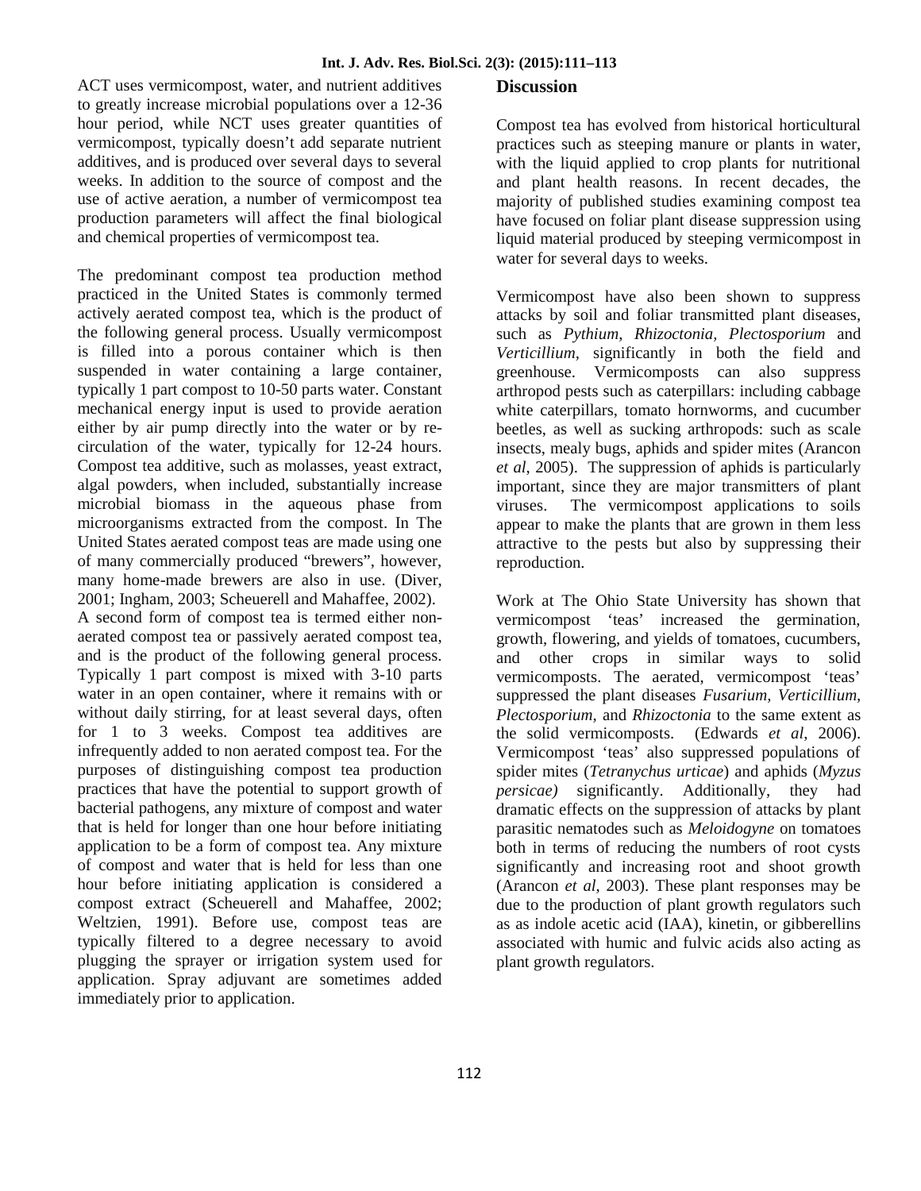ACT uses vermicompost, water, and nutrient additives to greatly increase microbial populations over a 12-36 hour period, while NCT uses greater quantities of vermicompost, typically doesn't add separate nutrient additives, and is produced over several days to several weeks. In addition to the source of compost and the use of active aeration, a number of vermicompost tea production parameters will affect the final biological and chemical properties of vermicompost tea.

The predominant compost tea production method practiced in the United States is commonly termed actively aerated compost tea, which is the product of the following general process. Usually vermicompost is filled into a porous container which is then suspended in water containing a large container, typically 1 part compost to 10-50 parts water. Constant mechanical energy input is used to provide aeration either by air pump directly into the water or by re-circulation of the water, typically for 12-24 hours. Compost tea additive, such as molasses, yeast extract, algal powders, when included, substantially increase microbial biomass in the aqueous phase from microorganisms extracted from the compost. In The United States aerated compost teas are made using one of many commercially produced "brewers", however, many home-made brewers are also in use. (Diver, 2001; Ingham, 2003; Scheuerell and Mahaffee, 2002). A second form of compost tea is termed either non-aerated compost tea or passively aerated compost tea, and is the product of the following general process. Typically 1 part compost is mixed with 3-10 parts water in an open container, where it remains with or without daily stirring, for at least several days, often for 1 to 3 weeks. Compost tea additives are infrequently added to non aerated compost tea. For the purposes of distinguishing compost tea production practices that have the potential to support growth of bacterial pathogens, any mixture of compost and water that is held for longer than one hour before initiating application to be a form of compost tea. Any mixture of compost and water that is held for less than one hour before initiating application is considered a compost extract (Scheuerell and Mahaffee, 2002; Weltzien, 1991). Before use, compost teas are typically filtered to a degree necessary to avoid plugging the sprayer or irrigation system used for application. Spray adjuvant are sometimes added immediately prior to application.

## Discussion

Compost tea has evolved from historical horticultural practices such as steeping manure or plants in water, with the liquid applied to crop plants for nutritional and plant health reasons. In recent decades, the majority of published studies examining compost tea have focused on foliar plant disease suppression using liquid material produced by steeping vermicompost in water for several days to weeks.

Vermicompost have also been shown to suppress attacks by soil and foliar transmitted plant diseases, such as *Pythium*, *Rhizoctonia*, *Plectosporium* and *Verticillium*, significantly in both the field and greenhouse. Vermicomposts can also suppress arthropod pests such as caterpillars: including cabbage white caterpillars, tomato hornworms, and cucumber beetles, as well as sucking arthropods: such as scale insects, mealy bugs, aphids and spider mites (Arancon *et al*, 2005). The suppression of aphids is particularly important, since they are major transmitters of plant viruses. The vermicompost applications to soils appear to make the plants that are grown in them less attractive to the pests but also by suppressing their reproduction.

Work at The Ohio State University has shown that vermicompost 'teas' increased the germination, growth, flowering, and yields of tomatoes, cucumbers, and other crops in similar ways to solid vermicomposts. The aerated, vermicompost 'teas' suppressed the plant diseases *Fusarium*, *Verticillium*, *Plectosporium*, and *Rhizoctonia* to the same extent as the solid vermicomposts. (Edwards *et al*, 2006). Vermicompost 'teas' also suppressed populations of spider mites (*Tetranychus urticae*) and aphids (*Myzus persicae)* significantly. Additionally, they had dramatic effects on the suppression of attacks by plant parasitic nematodes such as *Meloidogyne* on tomatoes both in terms of reducing the numbers of root cysts significantly and increasing root and shoot growth (Arancon *et al*, 2003). These plant responses may be due to the production of plant growth regulators such as as indole acetic acid (IAA), kinetin, or gibberellins associated with humic and fulvic acids also acting as plant growth regulators.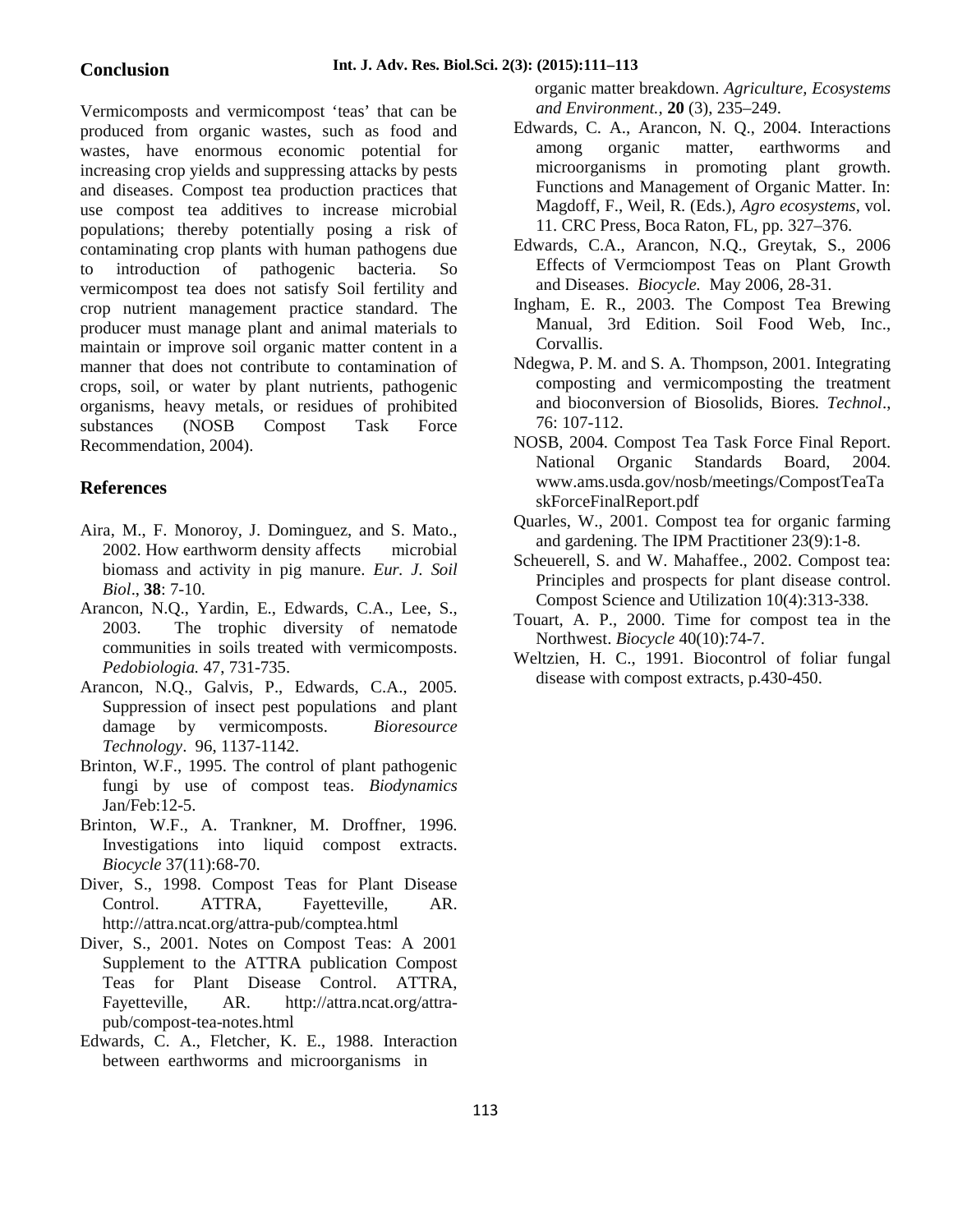## Conclusion

Vermicomposts and vermicompost 'teas' that can be produced from organic wastes, such as food and wastes, have enormous economic potential for increasing crop yields and suppressing attacks by pests and diseases. Compost tea production practices that use compost tea additives to increase microbial populations; thereby potentially posing a risk of contaminating crop plants with human pathogens due to introduction of pathogenic bacteria. So vermicompost tea does not satisfy Soil fertility and crop nutrient management practice standard. The producer must manage plant and animal materials to maintain or improve soil organic matter content in a manner that does not contribute to contamination of crops, soil, or water by plant nutrients, pathogenic organisms, heavy metals, or residues of prohibited substances (NOSB Compost Task Force Recommendation, 2004).

## References

- Aira, M., F. Monoroy, J. Dominguez, and S. Mato., 2002. How earthworm density affects microbial biomass and activity in pig manure. *Eur. J. Soil Biol*., **38**: 7-10.
- Arancon, N.Q., Yardin, E., Edwards, C.A., Lee, S., 2003. The trophic diversity of nematode communities in soils treated with vermicomposts. *Pedobiologia.* 47, 731-735.
- Arancon, N.Q., Galvis, P., Edwards, C.A., 2005. Suppression of insect pest populations and plant damage by vermicomposts. *Bioresource Technology*. 96, 1137-1142.
- Brinton, W.F., 1995. The control of plant pathogenic fungi by use of compost teas. *Biodynamics* Jan/Feb:12-5.
- Brinton, W.F., A. Trankner, M. Droffner, 1996. Investigations into liquid compost extracts. *Biocycle* 37(11):68-70.
- Diver, S., 1998. Compost Teas for Plant Disease Control. ATTRA, Fayetteville, AR. http://attra.ncat.org/attra-pub/comptea.html
- Diver, S., 2001. Notes on Compost Teas: A 2001 Supplement to the ATTRA publication Compost Teas for Plant Disease Control. ATTRA, Fayetteville, AR. http://attra.ncat.org/attra-pub/compost-tea-notes.html
- Edwards, C. A., Fletcher, K. E., 1988. Interaction between earthworms and microorganisms in organic matter breakdown. *Agriculture, Ecosystems and Environment.*, **20** (3), 235–249.
- Edwards, C. A., Arancon, N. Q., 2004. Interactions among organic matter, earthworms and microorganisms in promoting plant growth. Functions and Management of Organic Matter. In: Magdoff, F., Weil, R. (Eds.), *Agro ecosystems*, vol. 11. CRC Press, Boca Raton, FL, pp. 327–376.
- Edwards, C.A., Arancon, N.Q., Greytak, S., 2006 Effects of Vermciompost Teas on Plant Growth and Diseases. *Biocycle.* May 2006, 28-31.
- Ingham, E. R., 2003. The Compost Tea Brewing Manual, 3rd Edition. Soil Food Web, Inc., Corvallis.
- Ndegwa, P. M. and S. A. Thompson, 2001. Integrating composting and vermicomposting the treatment and bioconversion of Biosolids, Biores*.* *Technol*., 76: 107-112.
- NOSB, 2004. Compost Tea Task Force Final Report. National Organic Standards Board, 2004. www.ams.usda.gov/nosb/meetings/CompostTeaTaskForceFinalReport.pdf
- Quarles, W., 2001. Compost tea for organic farming and gardening. The IPM Practitioner 23(9):1-8.
- Scheuerell, S. and W. Mahaffee., 2002. Compost tea: Principles and prospects for plant disease control. Compost Science and Utilization 10(4):313-338.
- Touart, A. P., 2000. Time for compost tea in the Northwest. *Biocycle* 40(10):74-7.
- Weltzien, H. C., 1991. Biocontrol of foliar fungal disease with compost extracts, p.430-450.